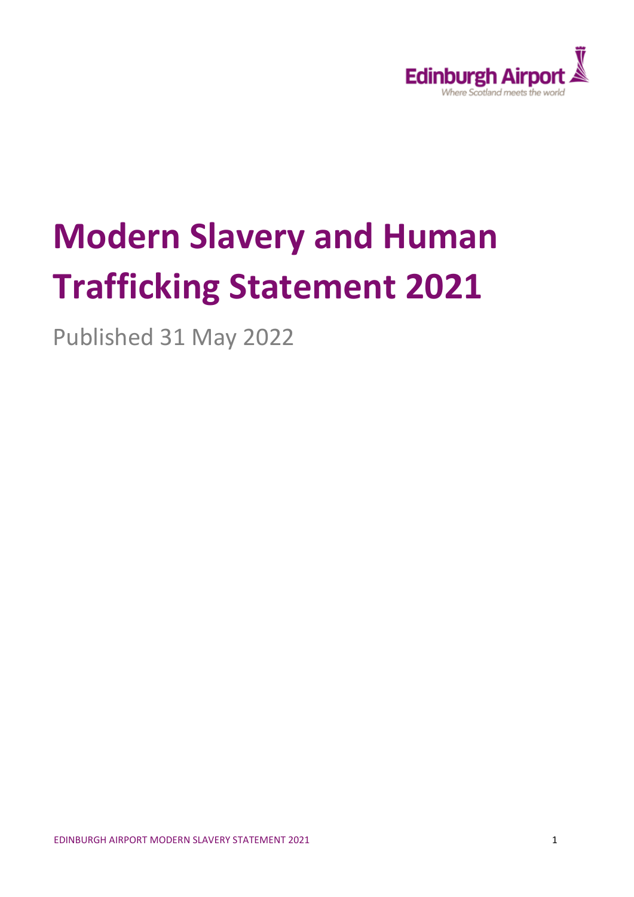Edinburgh Airport
*Where Scotland meets the world*

# Modern Slavery and Human Trafficking Statement 2021

Published 31 May 2022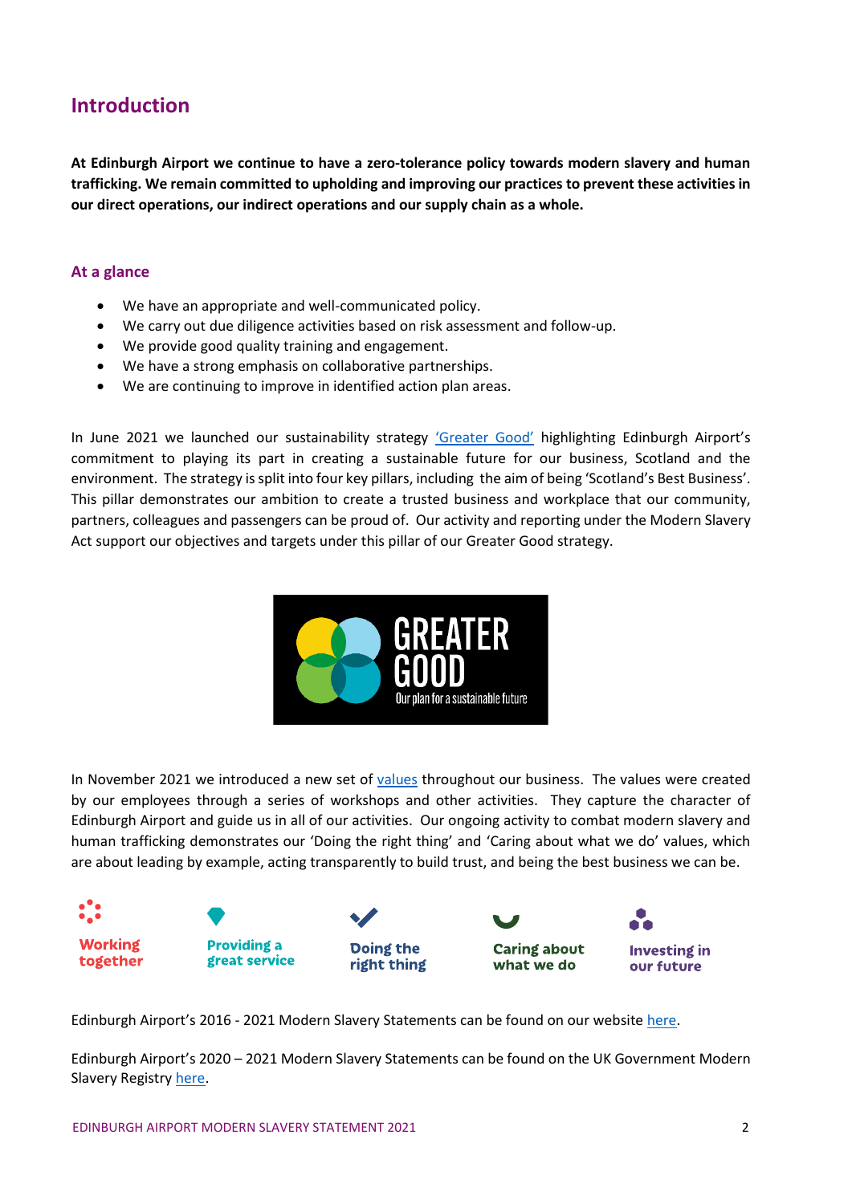## Introduction

**At Edinburgh Airport we continue to have a zero-tolerance policy towards modern slavery and human trafficking. We remain committed to upholding and improving our practices to prevent these activities in our direct operations, our indirect operations and our supply chain as a whole.**

### At a glance

- We have an appropriate and well-communicated policy.
- We carry out due diligence activities based on risk assessment and follow-up.
- We provide good quality training and engagement.
- We have a strong emphasis on collaborative partnerships.
- We are continuing to improve in identified action plan areas.

In June 2021 we launched our sustainability strategy 'Greater Good' highlighting Edinburgh Airport's commitment to playing its part in creating a sustainable future for our business, Scotland and the environment. The strategy is split into four key pillars, including the aim of being 'Scotland's Best Business'. This pillar demonstrates our ambition to create a trusted business and workplace that our community, partners, colleagues and passengers can be proud of. Our activity and reporting under the Modern Slavery Act support our objectives and targets under this pillar of our Greater Good strategy.

GREATER GOOD
Our plan for a sustainable future

In November 2021 we introduced a new set of values throughout our business. The values were created by our employees through a series of workshops and other activities. They capture the character of Edinburgh Airport and guide us in all of our activities. Our ongoing activity to combat modern slavery and human trafficking demonstrates our 'Doing the right thing' and 'Caring about what we do' values, which are about leading by example, acting transparently to build trust, and being the best business we can be.

Working together | Providing a great service | Doing the right thing | Caring about what we do | Investing in our future

Edinburgh Airport's 2016 - 2021 Modern Slavery Statements can be found on our website here.

Edinburgh Airport's 2020 – 2021 Modern Slavery Statements can be found on the UK Government Modern Slavery Registry here.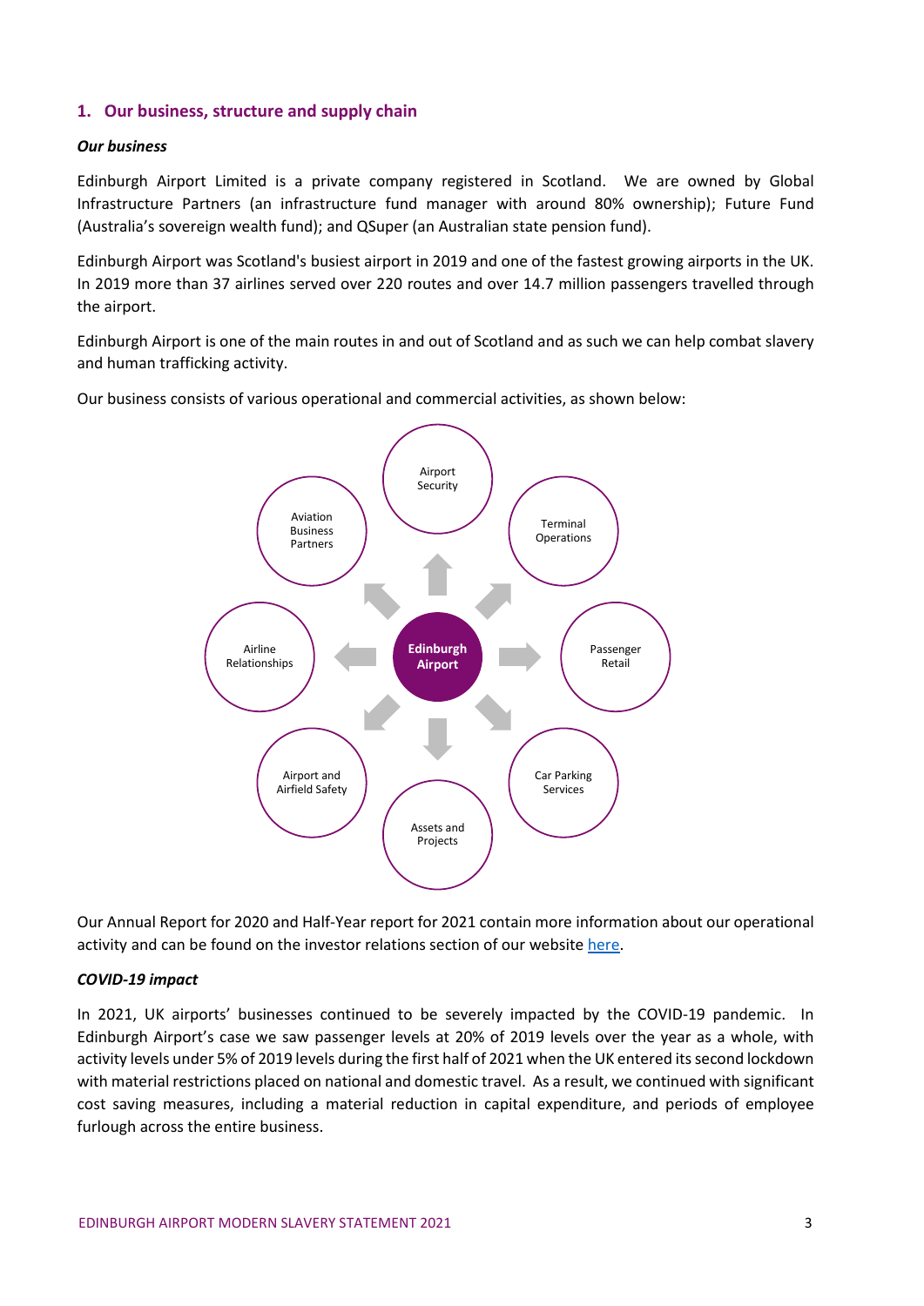## 1. Our business, structure and supply chain

### *Our business*

Edinburgh Airport Limited is a private company registered in Scotland. We are owned by Global Infrastructure Partners (an infrastructure fund manager with around 80% ownership); Future Fund (Australia's sovereign wealth fund); and QSuper (an Australian state pension fund).

Edinburgh Airport was Scotland's busiest airport in 2019 and one of the fastest growing airports in the UK. In 2019 more than 37 airlines served over 220 routes and over 14.7 million passengers travelled through the airport.

Edinburgh Airport is one of the main routes in and out of Scotland and as such we can help combat slavery and human trafficking activity.

Our business consists of various operational and commercial activities, as shown below:

Edinburgh Airport
- Airport Security
- Terminal Operations
- Passenger Retail
- Car Parking Services
- Assets and Projects
- Airport and Airfield Safety
- Airline Relationships
- Aviation Business Partners

Our Annual Report for 2020 and Half-Year report for 2021 contain more information about our operational activity and can be found on the investor relations section of our website [here](#).

### *COVID-19 impact*

In 2021, UK airports' businesses continued to be severely impacted by the COVID-19 pandemic. In Edinburgh Airport's case we saw passenger levels at 20% of 2019 levels over the year as a whole, with activity levels under 5% of 2019 levels during the first half of 2021 when the UK entered its second lockdown with material restrictions placed on national and domestic travel. As a result, we continued with significant cost saving measures, including a material reduction in capital expenditure, and periods of employee furlough across the entire business.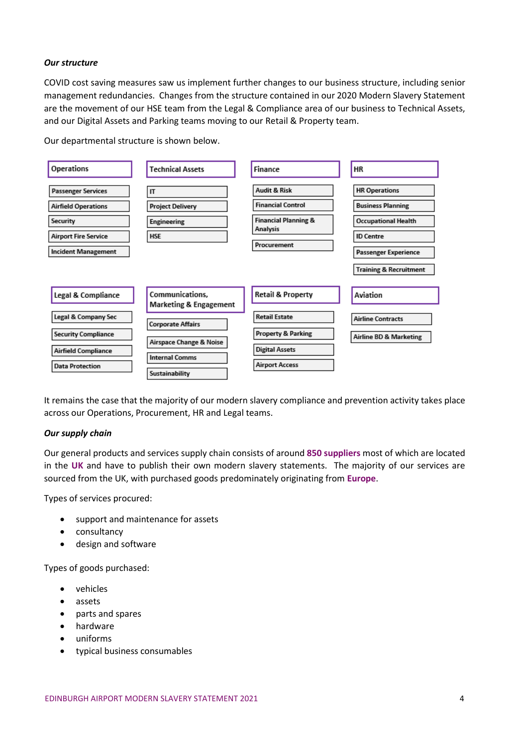*Our structure*

COVID cost saving measures saw us implement further changes to our business structure, including senior management redundancies. Changes from the structure contained in our 2020 Modern Slavery Statement are the movement of our HSE team from the Legal & Compliance area of our business to Technical Assets, and our Digital Assets and Parking teams moving to our Retail & Property team.

Our departmental structure is shown below.

| Operations | Technical Assets | Finance | HR |
|---|---|---|---|
| Passenger Services | IT | Audit & Risk | HR Operations |
| Airfield Operations | Project Delivery | Financial Control | Business Planning |
| Security | Engineering | Financial Planning & Analysis | Occupational Health |
| Airport Fire Service | HSE | Procurement | ID Centre |
| Incident Management | | | Passenger Experience |
| | | | Training & Recruitment |

| Legal & Compliance | Communications, Marketing & Engagement | Retail & Property | Aviation |
|---|---|---|---|
| Legal & Company Sec | Corporate Affairs | Retail Estate | Airline Contracts |
| Security Compliance | Airspace Change & Noise | Property & Parking | Airline BD & Marketing |
| Airfield Compliance | Internal Comms | Digital Assets | |
| Data Protection | Sustainability | Airport Access | |

It remains the case that the majority of our modern slavery compliance and prevention activity takes place across our Operations, Procurement, HR and Legal teams.

*Our supply chain*

Our general products and services supply chain consists of around **850 suppliers** most of which are located in the **UK** and have to publish their own modern slavery statements. The majority of our services are sourced from the UK, with purchased goods predominately originating from **Europe**.

Types of services procured:

- support and maintenance for assets
- consultancy
- design and software

Types of goods purchased:

- vehicles
- assets
- parts and spares
- hardware
- uniforms
- typical business consumables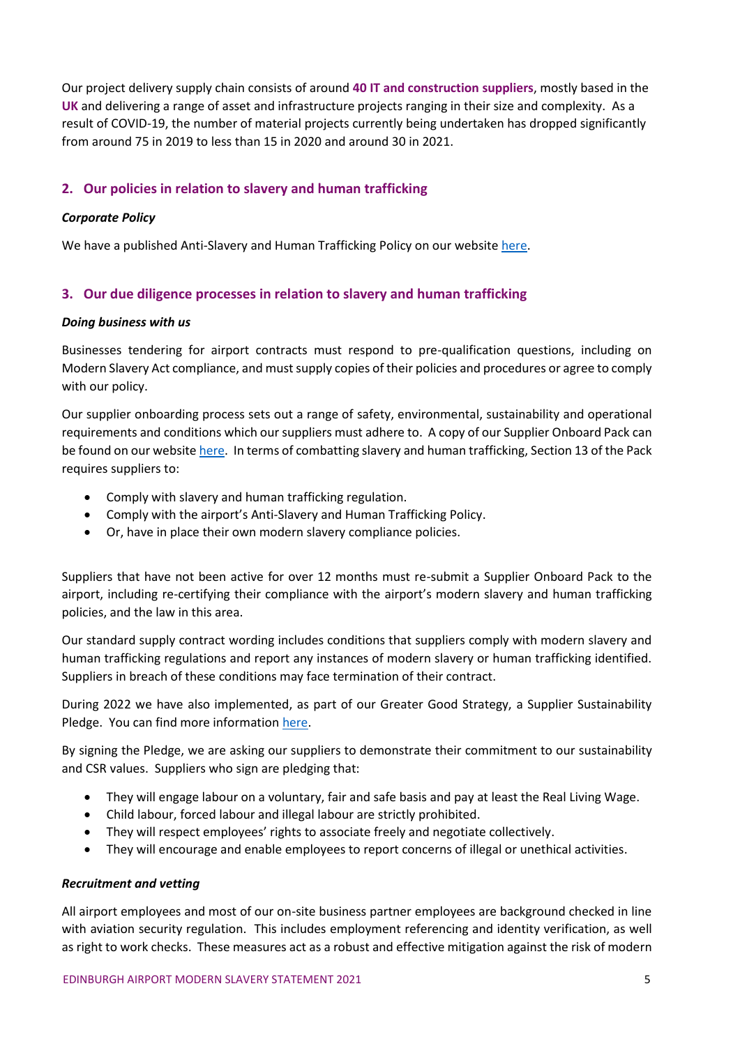Our project delivery supply chain consists of around **40 IT and construction suppliers**, mostly based in the **UK** and delivering a range of asset and infrastructure projects ranging in their size and complexity. As a result of COVID-19, the number of material projects currently being undertaken has dropped significantly from around 75 in 2019 to less than 15 in 2020 and around 30 in 2021.

## 2. Our policies in relation to slavery and human trafficking

***Corporate Policy***

We have a published Anti-Slavery and Human Trafficking Policy on our website here.

## 3. Our due diligence processes in relation to slavery and human trafficking

***Doing business with us***

Businesses tendering for airport contracts must respond to pre-qualification questions, including on Modern Slavery Act compliance, and must supply copies of their policies and procedures or agree to comply with our policy.

Our supplier onboarding process sets out a range of safety, environmental, sustainability and operational requirements and conditions which our suppliers must adhere to. A copy of our Supplier Onboard Pack can be found on our website here. In terms of combatting slavery and human trafficking, Section 13 of the Pack requires suppliers to:

- Comply with slavery and human trafficking regulation.
- Comply with the airport's Anti-Slavery and Human Trafficking Policy.
- Or, have in place their own modern slavery compliance policies.

Suppliers that have not been active for over 12 months must re-submit a Supplier Onboard Pack to the airport, including re-certifying their compliance with the airport's modern slavery and human trafficking policies, and the law in this area.

Our standard supply contract wording includes conditions that suppliers comply with modern slavery and human trafficking regulations and report any instances of modern slavery or human trafficking identified. Suppliers in breach of these conditions may face termination of their contract.

During 2022 we have also implemented, as part of our Greater Good Strategy, a Supplier Sustainability Pledge. You can find more information here.

By signing the Pledge, we are asking our suppliers to demonstrate their commitment to our sustainability and CSR values. Suppliers who sign are pledging that:

- They will engage labour on a voluntary, fair and safe basis and pay at least the Real Living Wage.
- Child labour, forced labour and illegal labour are strictly prohibited.
- They will respect employees' rights to associate freely and negotiate collectively.
- They will encourage and enable employees to report concerns of illegal or unethical activities.

***Recruitment and vetting***

All airport employees and most of our on-site business partner employees are background checked in line with aviation security regulation. This includes employment referencing and identity verification, as well as right to work checks. These measures act as a robust and effective mitigation against the risk of modern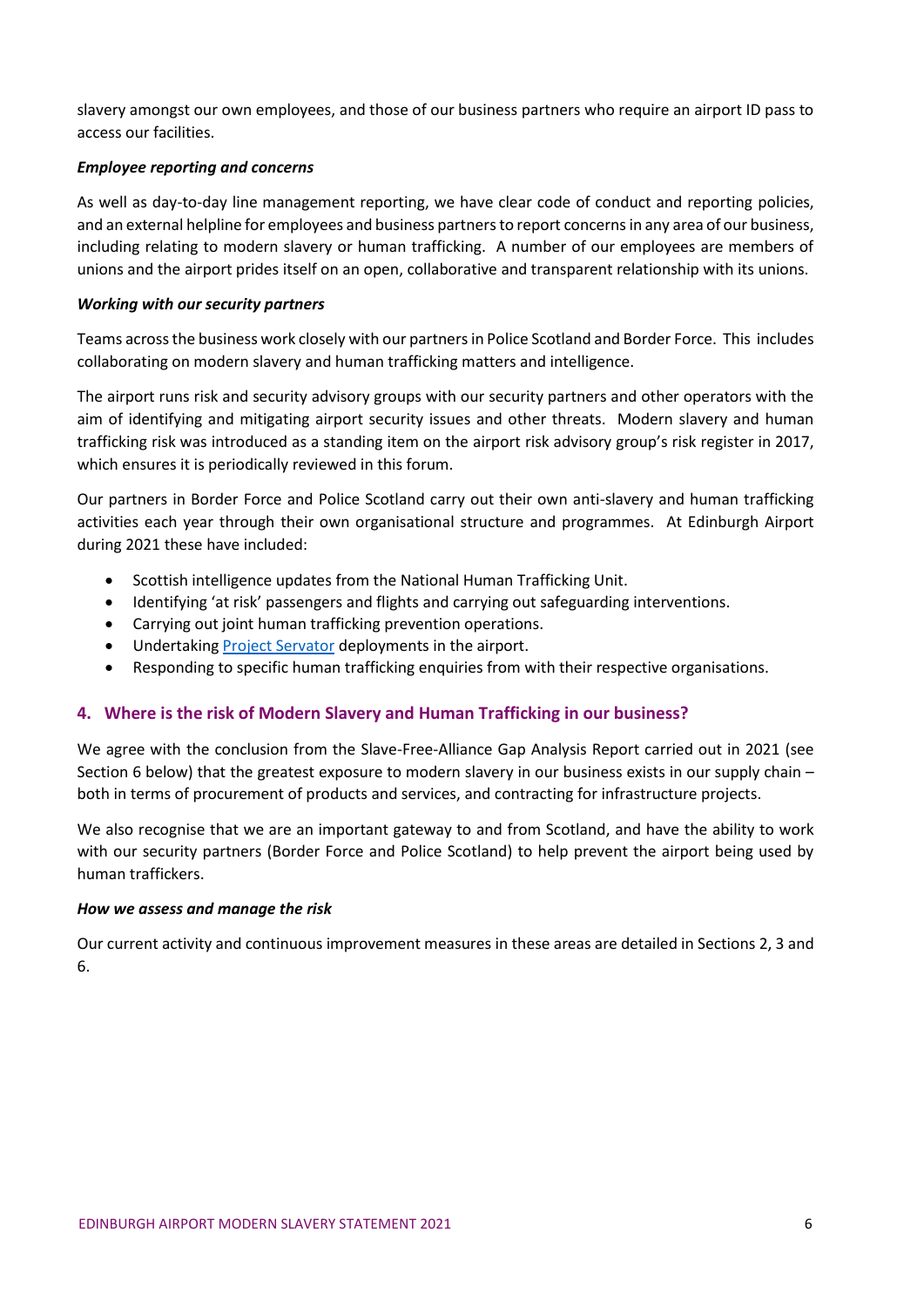slavery amongst our own employees, and those of our business partners who require an airport ID pass to access our facilities.

***Employee reporting and concerns***

As well as day-to-day line management reporting, we have clear code of conduct and reporting policies, and an external helpline for employees and business partners to report concerns in any area of our business, including relating to modern slavery or human trafficking. A number of our employees are members of unions and the airport prides itself on an open, collaborative and transparent relationship with its unions.

***Working with our security partners***

Teams across the business work closely with our partners in Police Scotland and Border Force. This includes collaborating on modern slavery and human trafficking matters and intelligence.

The airport runs risk and security advisory groups with our security partners and other operators with the aim of identifying and mitigating airport security issues and other threats. Modern slavery and human trafficking risk was introduced as a standing item on the airport risk advisory group's risk register in 2017, which ensures it is periodically reviewed in this forum.

Our partners in Border Force and Police Scotland carry out their own anti-slavery and human trafficking activities each year through their own organisational structure and programmes. At Edinburgh Airport during 2021 these have included:

- Scottish intelligence updates from the National Human Trafficking Unit.
- Identifying 'at risk' passengers and flights and carrying out safeguarding interventions.
- Carrying out joint human trafficking prevention operations.
- Undertaking Project Servator deployments in the airport.
- Responding to specific human trafficking enquiries from with their respective organisations.

## 4. Where is the risk of Modern Slavery and Human Trafficking in our business?

We agree with the conclusion from the Slave-Free-Alliance Gap Analysis Report carried out in 2021 (see Section 6 below) that the greatest exposure to modern slavery in our business exists in our supply chain – both in terms of procurement of products and services, and contracting for infrastructure projects.

We also recognise that we are an important gateway to and from Scotland, and have the ability to work with our security partners (Border Force and Police Scotland) to help prevent the airport being used by human traffickers.

***How we assess and manage the risk***

Our current activity and continuous improvement measures in these areas are detailed in Sections 2, 3 and 6.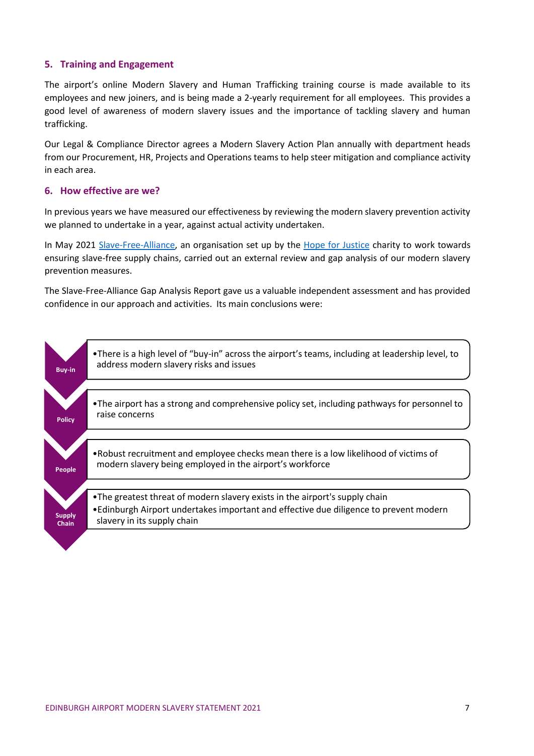## 5. Training and Engagement

The airport's online Modern Slavery and Human Trafficking training course is made available to its employees and new joiners, and is being made a 2-yearly requirement for all employees. This provides a good level of awareness of modern slavery issues and the importance of tackling slavery and human trafficking.

Our Legal & Compliance Director agrees a Modern Slavery Action Plan annually with department heads from our Procurement, HR, Projects and Operations teams to help steer mitigation and compliance activity in each area.

## 6. How effective are we?

In previous years we have measured our effectiveness by reviewing the modern slavery prevention activity we planned to undertake in a year, against actual activity undertaken.

In May 2021 Slave-Free-Alliance, an organisation set up by the Hope for Justice charity to work towards ensuring slave-free supply chains, carried out an external review and gap analysis of our modern slavery prevention measures.

The Slave-Free-Alliance Gap Analysis Report gave us a valuable independent assessment and has provided confidence in our approach and activities. Its main conclusions were:

**Buy-in**
- There is a high level of "buy-in" across the airport's teams, including at leadership level, to address modern slavery risks and issues

**Policy**
- The airport has a strong and comprehensive policy set, including pathways for personnel to raise concerns

**People**
- Robust recruitment and employee checks mean there is a low likelihood of victims of modern slavery being employed in the airport's workforce

**Supply Chain**
- The greatest threat of modern slavery exists in the airport's supply chain
- Edinburgh Airport undertakes important and effective due diligence to prevent modern slavery in its supply chain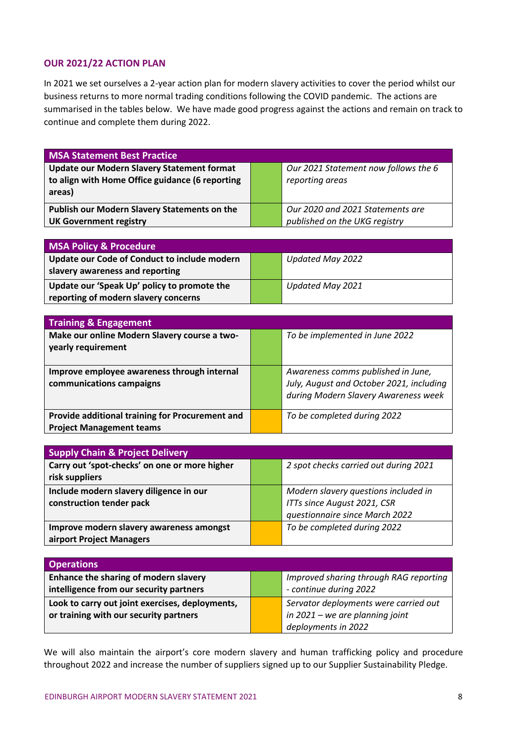## OUR 2021/22 ACTION PLAN

In 2021 we set ourselves a 2-year action plan for modern slavery activities to cover the period whilst our business returns to more normal trading conditions following the COVID pandemic. The actions are summarised in the tables below. We have made good progress against the actions and remain on track to continue and complete them during 2022.

| MSA Statement Best Practice | | |
|---|---|---|
| **Update our Modern Slavery Statement format to align with Home Office guidance (6 reporting areas)** | | *Our 2021 Statement now follows the 6 reporting areas* |
| **Publish our Modern Slavery Statements on the UK Government registry** | | *Our 2020 and 2021 Statements are published on the UKG registry* |

| MSA Policy & Procedure | | |
|---|---|---|
| **Update our Code of Conduct to include modern slavery awareness and reporting** | | *Updated May 2022* |
| **Update our 'Speak Up' policy to promote the reporting of modern slavery concerns** | | *Updated May 2021* |

| Training & Engagement | | |
|---|---|---|
| **Make our online Modern Slavery course a two-yearly requirement** | | *To be implemented in June 2022* |
| **Improve employee awareness through internal communications campaigns** | | *Awareness comms published in June, July, August and October 2021, including during Modern Slavery Awareness week* |
| **Provide additional training for Procurement and Project Management teams** | | *To be completed during 2022* |

| Supply Chain & Project Delivery | | |
|---|---|---|
| **Carry out 'spot-checks' on one or more higher risk suppliers** | | *2 spot checks carried out during 2021* |
| **Include modern slavery diligence in our construction tender pack** | | *Modern slavery questions included in ITTs since August 2021, CSR questionnaire since March 2022* |
| **Improve modern slavery awareness amongst airport Project Managers** | | *To be completed during 2022* |

| Operations | | |
|---|---|---|
| **Enhance the sharing of modern slavery intelligence from our security partners** | | *Improved sharing through RAG reporting - continue during 2022* |
| **Look to carry out joint exercises, deployments, or training with our security partners** | | *Servator deployments were carried out in 2021 – we are planning joint deployments in 2022* |

We will also maintain the airport's core modern slavery and human trafficking policy and procedure throughout 2022 and increase the number of suppliers signed up to our Supplier Sustainability Pledge.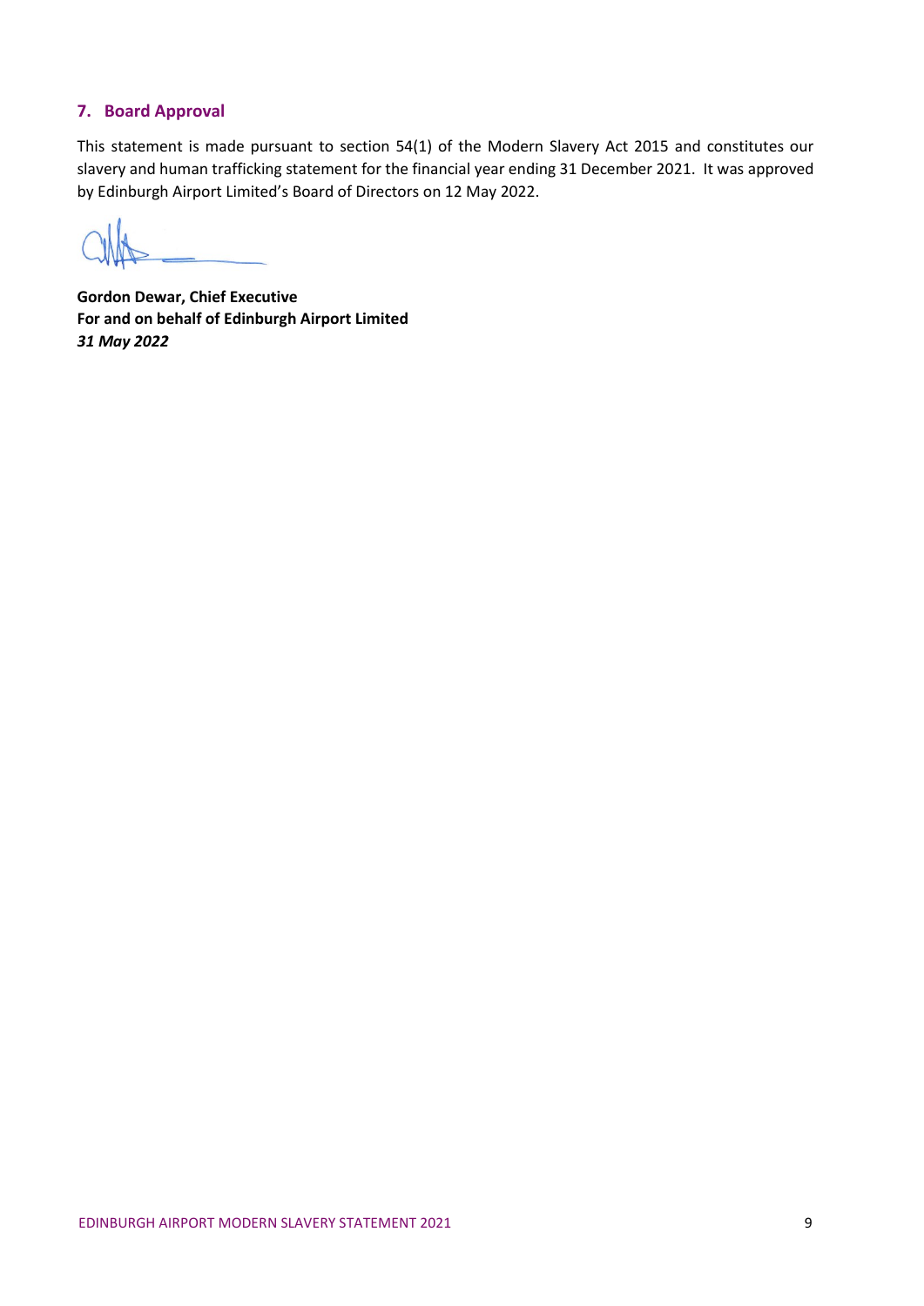## 7. Board Approval

This statement is made pursuant to section 54(1) of the Modern Slavery Act 2015 and constitutes our slavery and human trafficking statement for the financial year ending 31 December 2021. It was approved by Edinburgh Airport Limited's Board of Directors on 12 May 2022.

**Gordon Dewar, Chief Executive**
**For and on behalf of Edinburgh Airport Limited**
***31 May 2022***